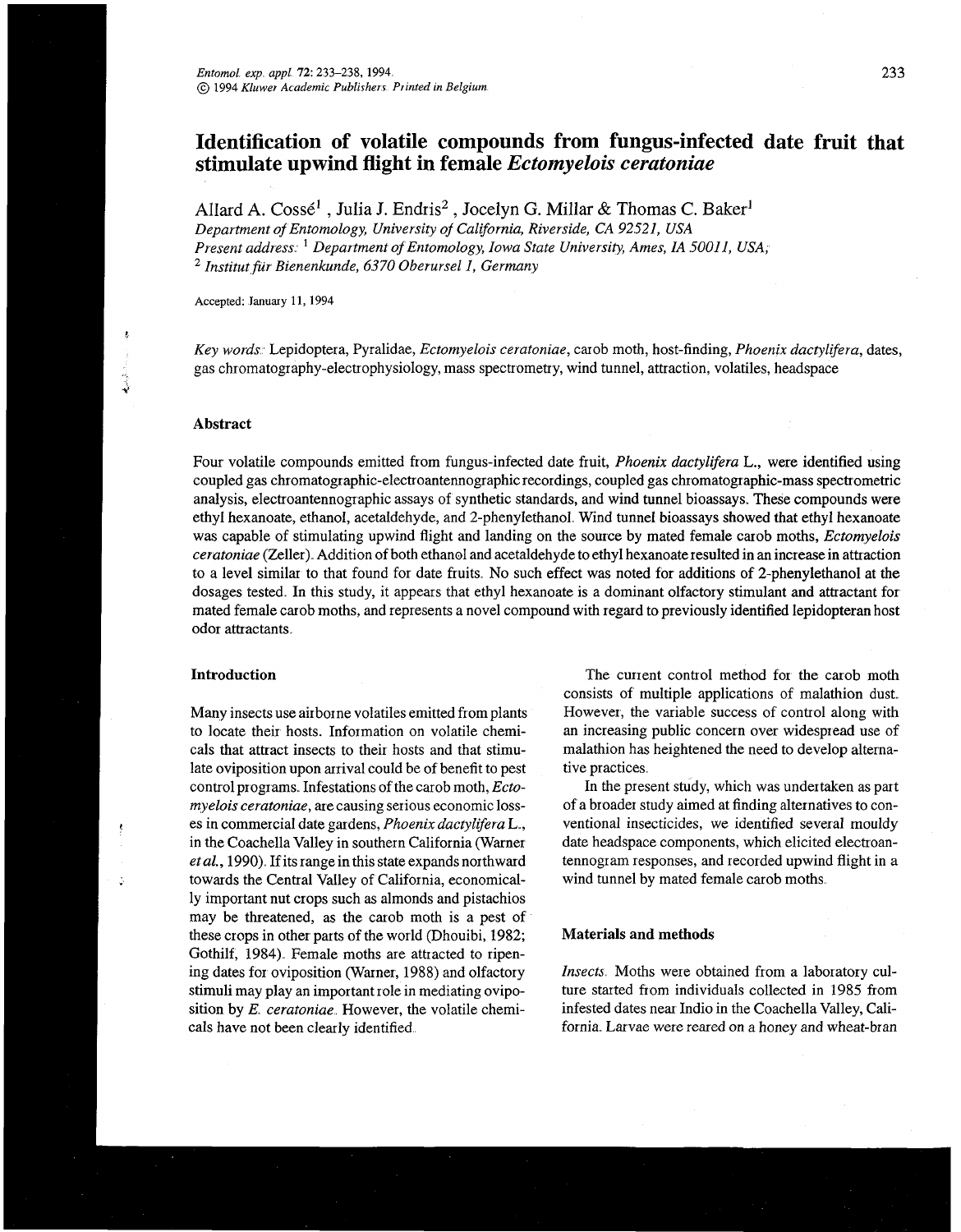# Identification of volatile compounds from fungus-infected date fruit that stimulate upwind flight in female *Ectomyelois ceratoniae*

Allard A. Cossé[1], Julia J. Endris[2], Jocelyn G. Millar & Thomas C. Baker[1]

*Department of Entomology, University of California, Riverside, CA 92521, USA*

*Present address:* [1] *Department of Entomology, Iowa State University, Ames, IA 50011, USA;* [2] *Institut für Bienenkunde, 6370 Oberursel 1, Germany*

Accepted: January 11, 1994

*Key words:* Lepidoptera, Pyralidae, *Ectomyelois ceratoniae*, carob moth, host-finding, *Phoenix dactylifera*, dates, gas chromatography-electrophysiology, mass spectrometry, wind tunnel, attraction, volatiles, headspace

## Abstract

Four volatile compounds emitted from fungus-infected date fruit, *Phoenix dactylifera* L., were identified using coupled gas chromatographic-electroantennographic recordings, coupled gas chromatographic-mass spectrometric analysis, electroantennographic assays of synthetic standards, and wind tunnel bioassays. These compounds were ethyl hexanoate, ethanol, acetaldehyde, and 2-phenylethanol. Wind tunnel bioassays showed that ethyl hexanoate was capable of stimulating upwind flight and landing on the source by mated female carob moths, *Ectomyelois ceratoniae* (Zeller). Addition of both ethanol and acetaldehyde to ethyl hexanoate resulted in an increase in attraction to a level similar to that found for date fruits. No such effect was noted for additions of 2-phenylethanol at the dosages tested. In this study, it appears that ethyl hexanoate is a dominant olfactory stimulant and attractant for mated female carob moths, and represents a novel compound with regard to previously identified lepidopteran host odor attractants.

## Introduction

Many insects use airborne volatiles emitted from plants to locate their hosts. Information on volatile chemicals that attract insects to their hosts and that stimulate oviposition upon arrival could be of benefit to pest control programs. Infestations of the carob moth, *Ectomyelois ceratoniae*, are causing serious economic losses in commercial date gardens, *Phoenix dactylifera* L., in the Coachella Valley in southern California (Warner *et al.*, 1990). If its range in this state expands northward towards the Central Valley of California, economically important nut crops such as almonds and pistachios may be threatened, as the carob moth is a pest of these crops in other parts of the world (Dhouibi, 1982; Gothilf, 1984). Female moths are attracted to ripening dates for oviposition (Warner, 1988) and olfactory stimuli may play an important role in mediating oviposition by *E. ceratoniae*. However, the volatile chemicals have not been clearly identified.

The current control method for the carob moth consists of multiple applications of malathion dust. However, the variable success of control along with an increasing public concern over widespread use of malathion has heightened the need to develop alternative practices.

In the present study, which was undertaken as part of a broader study aimed at finding alternatives to conventional insecticides, we identified several mouldy date headspace components, which elicited electroantennogram responses, and recorded upwind flight in a wind tunnel by mated female carob moths.

## Materials and methods

*Insects.* Moths were obtained from a laboratory culture started from individuals collected in 1985 from infested dates near Indio in the Coachella Valley, California. Larvae were reared on a honey and wheat-bran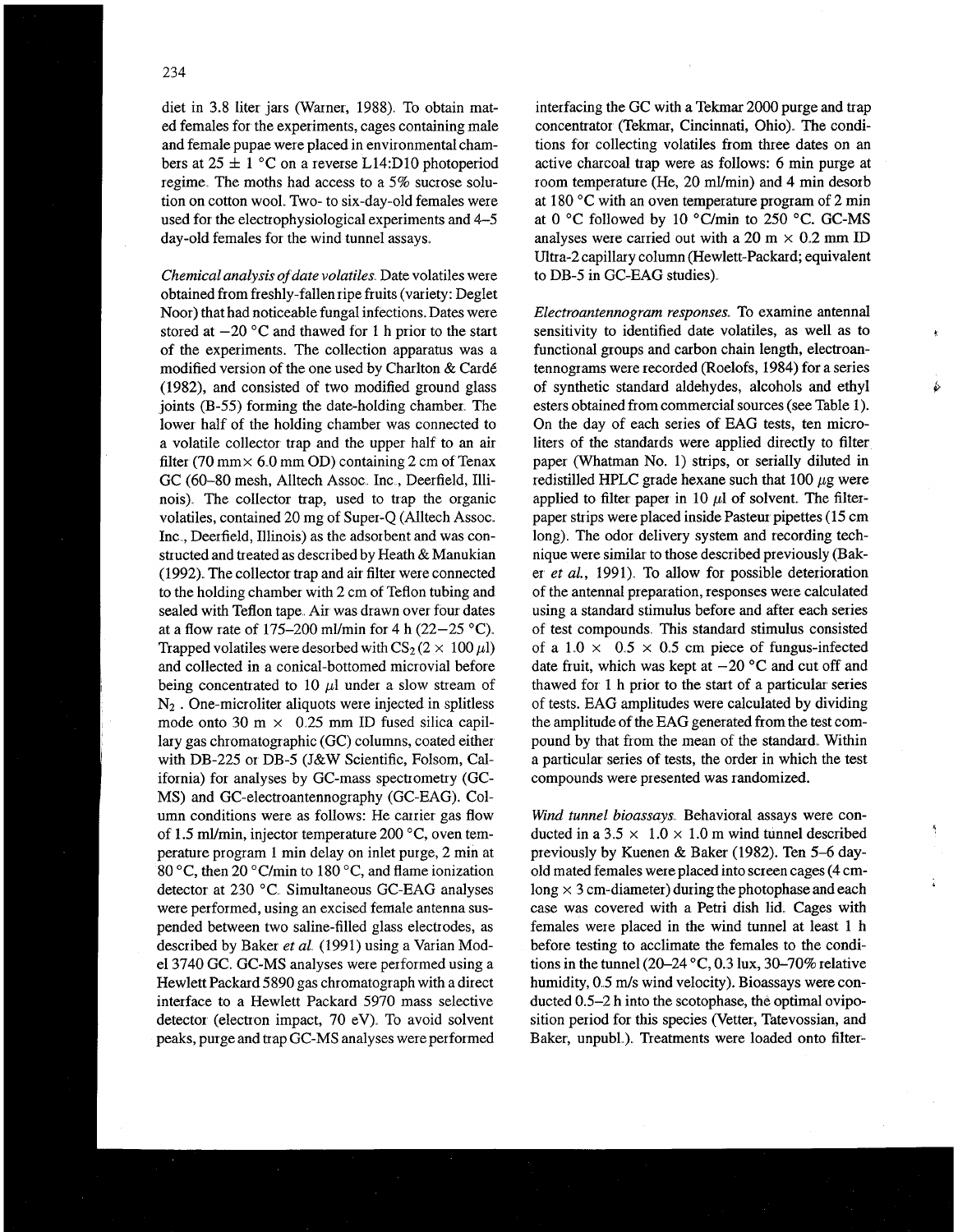diet in 3.8 liter jars (Warner, 1988). To obtain mated females for the experiments, cages containing male and female pupae were placed in environmental chambers at 25 ± 1 °C on a reverse L14:D10 photoperiod regime. The moths had access to a 5% sucrose solution on cotton wool. Two- to six-day-old females were used for the electrophysiological experiments and 4–5 day-old females for the wind tunnel assays.

*Chemical analysis of date volatiles.* Date volatiles were obtained from freshly-fallen ripe fruits (variety: Deglet Noor) that had noticeable fungal infections. Dates were stored at −20 °C and thawed for 1 h prior to the start of the experiments. The collection apparatus was a modified version of the one used by Charlton & Cardé (1982), and consisted of two modified ground glass joints (B-55) forming the date-holding chamber. The lower half of the holding chamber was connected to a volatile collector trap and the upper half to an air filter (70 mm × 6.0 mm OD) containing 2 cm of Tenax GC (60–80 mesh, Alltech Assoc. Inc., Deerfield, Illinois). The collector trap, used to trap the organic volatiles, contained 20 mg of Super-Q (Alltech Assoc. Inc., Deerfield, Illinois) as the adsorbent and was constructed and treated as described by Heath & Manukian (1992). The collector trap and air filter were connected to the holding chamber with 2 cm of Teflon tubing and sealed with Teflon tape. Air was drawn over four dates at a flow rate of 175–200 ml/min for 4 h (22–25 °C). Trapped volatiles were desorbed with $CS_2$ (2 × 100 $\mu$l) and collected in a conical-bottomed microvial before being concentrated to 10 $\mu$l under a slow stream of $N_2$. One-microliter aliquots were injected in splitless mode onto 30 m × 0.25 mm ID fused silica capillary gas chromatographic (GC) columns, coated either with DB-225 or DB-5 (J&W Scientific, Folsom, California) for analyses by GC-mass spectrometry (GC-MS) and GC-electroantennography (GC-EAG). Column conditions were as follows: He carrier gas flow of 1.5 ml/min, injector temperature 200 °C, oven temperature program 1 min delay on inlet purge, 2 min at 80 °C, then 20 °C/min to 180 °C, and flame ionization detector at 230 °C. Simultaneous GC-EAG analyses were performed, using an excised female antenna suspended between two saline-filled glass electrodes, as described by Baker *et al.* (1991) using a Varian Model 3740 GC. GC-MS analyses were performed using a Hewlett Packard 5890 gas chromatograph with a direct interface to a Hewlett Packard 5970 mass selective detector (electron impact, 70 eV). To avoid solvent peaks, purge and trap GC-MS analyses were performed interfacing the GC with a Tekmar 2000 purge and trap concentrator (Tekmar, Cincinnati, Ohio). The conditions for collecting volatiles from three dates on an active charcoal trap were as follows: 6 min purge at room temperature (He, 20 ml/min) and 4 min desorb at 180 °C with an oven temperature program of 2 min at 0 °C followed by 10 °C/min to 250 °C. GC-MS analyses were carried out with a 20 m × 0.2 mm ID Ultra-2 capillary column (Hewlett-Packard; equivalent to DB-5 in GC-EAG studies).

*Electroantennogram responses.* To examine antennal sensitivity to identified date volatiles, as well as to functional groups and carbon chain length, electroantennograms were recorded (Roelofs, 1984) for a series of synthetic standard aldehydes, alcohols and ethyl esters obtained from commercial sources (see Table 1). On the day of each series of EAG tests, ten microliters of the standards were applied directly to filter paper (Whatman No. 1) strips, or serially diluted in redistilled HPLC grade hexane such that 100 $\mu$g were applied to filter paper in 10 $\mu$l of solvent. The filter-paper strips were placed inside Pasteur pipettes (15 cm long). The odor delivery system and recording technique were similar to those described previously (Baker *et al.*, 1991). To allow for possible deterioration of the antennal preparation, responses were calculated using a standard stimulus before and after each series of test compounds. This standard stimulus consisted of a 1.0 × 0.5 × 0.5 cm piece of fungus-infected date fruit, which was kept at −20 °C and cut off and thawed for 1 h prior to the start of a particular series of tests. EAG amplitudes were calculated by dividing the amplitude of the EAG generated from the test compound by that from the mean of the standard. Within a particular series of tests, the order in which the test compounds were presented was randomized.

*Wind tunnel bioassays.* Behavioral assays were conducted in a 3.5 × 1.0 × 1.0 m wind tunnel described previously by Kuenen & Baker (1982). Ten 5–6 day-old mated females were placed into screen cages (4 cm-long × 3 cm-diameter) during the photophase and each case was covered with a Petri dish lid. Cages with females were placed in the wind tunnel at least 1 h before testing to acclimate the females to the conditions in the tunnel (20–24 °C, 0.3 lux, 30–70% relative humidity, 0.5 m/s wind velocity). Bioassays were conducted 0.5–2 h into the scotophase, the optimal oviposition period for this species (Vetter, Tatevossian, and Baker, unpubl.). Treatments were loaded onto filter-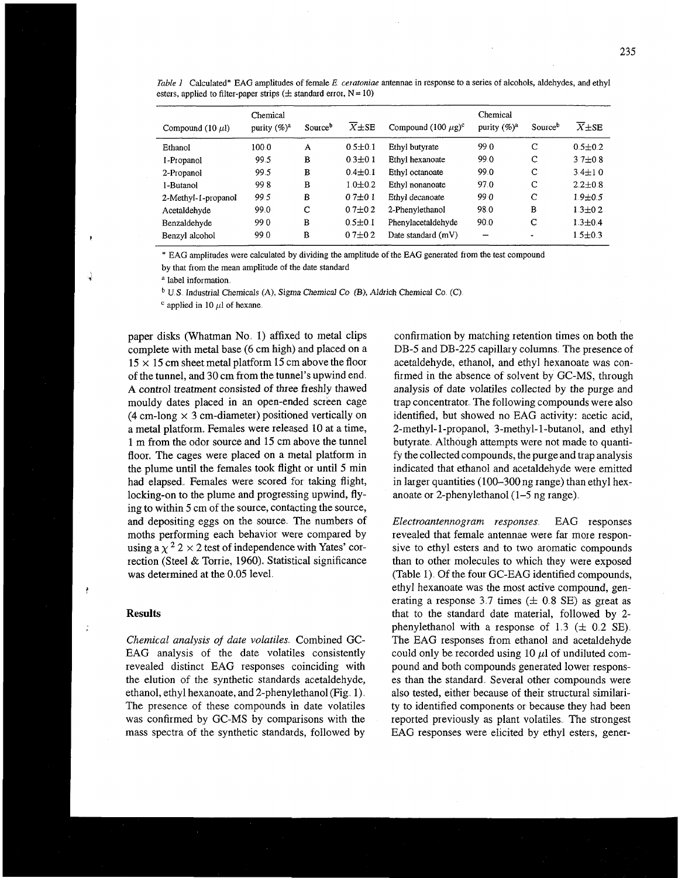*Table 1* Calculated* EAG amplitudes of female *E. ceratoniae* antennae in response to a series of alcohols, aldehydes, and ethyl esters, applied to filter-paper strips (± standard error, N = 10)

| Compound (10 $\mu$l) | Chemical purity (%)[a] | Source[b] | $\overline{X}$±SE | Compound (100 $\mu$g)[c] | Chemical purity (%)[a] | Source[b] | $\overline{X}$±SE |
|---|---|---|---|---|---|---|---|
| Ethanol | 100.0 | A | 0.5±0.1 | Ethyl butyrate | 99.0 | C | 0.5±0.2 |
| 1-Propanol | 99.5 | B | 0.3±0.1 | Ethyl hexanoate | 99.0 | C | 3.7±0.8 |
| 2-Propanol | 99.5 | B | 0.4±0.1 | Ethyl octanoate | 99.0 | C | 3.4±1.0 |
| 1-Butanol | 99.8 | B | 1.0±0.2 | Ethyl nonanoate | 97.0 | C | 2.2±0.8 |
| 2-Methyl-1-propanol | 99.5 | B | 0.7±0.1 | Ethyl decanoate | 99.0 | C | 1.9±0.5 |
| Acetaldehyde | 99.0 | C | 0.7±0.2 | 2-Phenylethanol | 98.0 | B | 1.3±0.2 |
| Benzaldehyde | 99.0 | B | 0.5±0.1 | Phenylacetaldehyde | 90.0 | C | 1.3±0.4 |
| Benzyl alcohol | 99.0 | B | 0.7±0.2 | Date standard (mV) | – | - | 1.5±0.3 |

* EAG amplitudes were calculated by dividing the amplitude of the EAG generated from the test compound by that from the mean amplitude of the date standard

[a] label information.

[b] U.S. Industrial Chemicals (A), Sigma Chemical Co. (B), Aldrich Chemical Co. (C).

[c] applied in 10 $\mu$l of hexane.

paper disks (Whatman No. 1) affixed to metal clips complete with metal base (6 cm high) and placed on a 15 × 15 cm sheet metal platform 15 cm above the floor of the tunnel, and 30 cm from the tunnel's upwind end. A control treatment consisted of three freshly thawed mouldy dates placed in an open-ended screen cage (4 cm-long × 3 cm-diameter) positioned vertically on a metal platform. Females were released 10 at a time, 1 m from the odor source and 15 cm above the tunnel floor. The cages were placed on a metal platform in the plume until the females took flight or until 5 min had elapsed. Females were scored for taking flight, locking-on to the plume and progressing upwind, flying to within 5 cm of the source, contacting the source, and depositing eggs on the source. The numbers of moths performing each behavior were compared by using a $\chi^2$ 2 × 2 test of independence with Yates' correction (Steel & Torrie, 1960). Statistical significance was determined at the 0.05 level.

## Results

*Chemical analysis of date volatiles.* Combined GC-EAG analysis of the date volatiles consistently revealed distinct EAG responses coinciding with the elution of the synthetic standards acetaldehyde, ethanol, ethyl hexanoate, and 2-phenylethanol (Fig. 1). The presence of these compounds in date volatiles was confirmed by GC-MS by comparisons with the mass spectra of the synthetic standards, followed by confirmation by matching retention times on both the DB-5 and DB-225 capillary columns. The presence of acetaldehyde, ethanol, and ethyl hexanoate was confirmed in the absence of solvent by GC-MS, through analysis of date volatiles collected by the purge and trap concentrator. The following compounds were also identified, but showed no EAG activity: acetic acid, 2-methyl-1-propanol, 3-methyl-1-butanol, and ethyl butyrate. Although attempts were not made to quantify the collected compounds, the purge and trap analysis indicated that ethanol and acetaldehyde were emitted in larger quantities (100–300 ng range) than ethyl hexanoate or 2-phenylethanol (1–5 ng range).

*Electroantennogram responses.* EAG responses revealed that female antennae were far more responsive to ethyl esters and to two aromatic compounds than to other molecules to which they were exposed (Table 1). Of the four GC-EAG identified compounds, ethyl hexanoate was the most active compound, generating a response 3.7 times (± 0.8 SE) as great as that to the standard date material, followed by 2-phenylethanol with a response of 1.3 (± 0.2 SE). The EAG responses from ethanol and acetaldehyde could only be recorded using 10 $\mu$l of undiluted compound and both compounds generated lower responses than the standard. Several other compounds were also tested, either because of their structural similarity to identified components or because they had been reported previously as plant volatiles. The strongest EAG responses were elicited by ethyl esters, gener-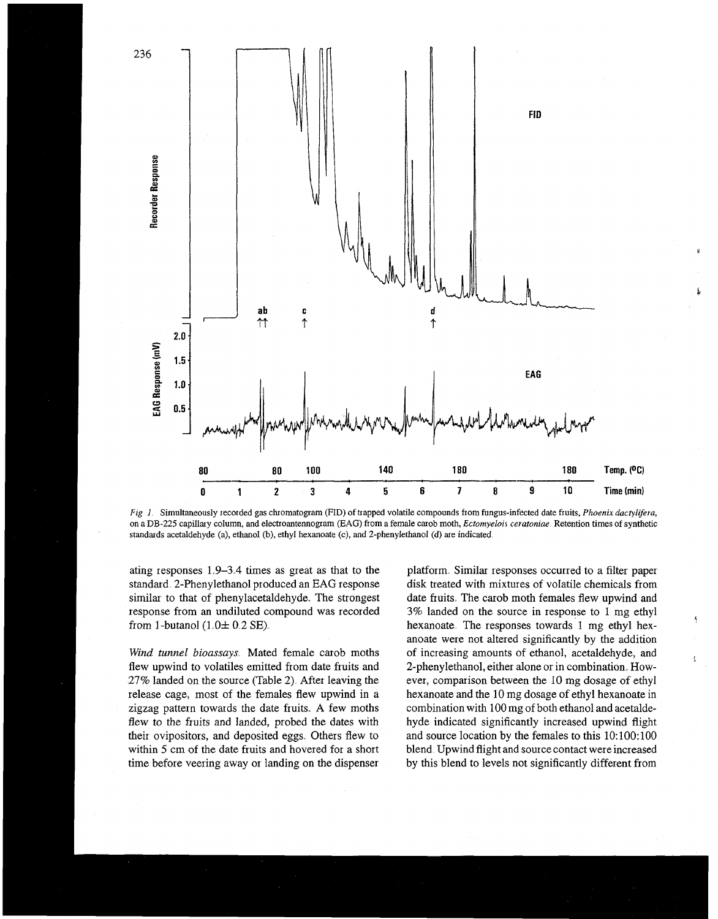*Fig 1.* Simultaneously recorded gas chromatogram (FID) of trapped volatile compounds from fungus-infected date fruits, *Phoenix dactylifera*, on a DB-225 capillary column, and electroantennogram (EAG) from a female carob moth, *Ectomyelois ceratoniae*. Retention times of synthetic standards acetaldehyde (a), ethanol (b), ethyl hexanoate (c), and 2-phenylethanol (d) are indicated.

ating responses 1.9–3.4 times as great as that to the standard. 2-Phenylethanol produced an EAG response similar to that of phenylacetaldehyde. The strongest response from an undiluted compound was recorded from 1-butanol (1.0± 0.2 SE).

*Wind tunnel bioassays.* Mated female carob moths flew upwind to volatiles emitted from date fruits and 27% landed on the source (Table 2). After leaving the release cage, most of the females flew upwind in a zigzag pattern towards the date fruits. A few moths flew to the fruits and landed, probed the dates with their ovipositors, and deposited eggs. Others flew to within 5 cm of the date fruits and hovered for a short time before veering away or landing on the dispenser platform. Similar responses occurred to a filter paper disk treated with mixtures of volatile chemicals from date fruits. The carob moth females flew upwind and 3% landed on the source in response to 1 mg ethyl hexanoate. The responses towards 1 mg ethyl hexanoate were not altered significantly by the addition of increasing amounts of ethanol, acetaldehyde, and 2-phenylethanol, either alone or in combination. However, comparison between the 10 mg dosage of ethyl hexanoate and the 10 mg dosage of ethyl hexanoate in combination with 100 mg of both ethanol and acetaldehyde indicated significantly increased upwind flight and source location by the females to this 10:100:100 blend. Upwind flight and source contact were increased by this blend to levels not significantly different from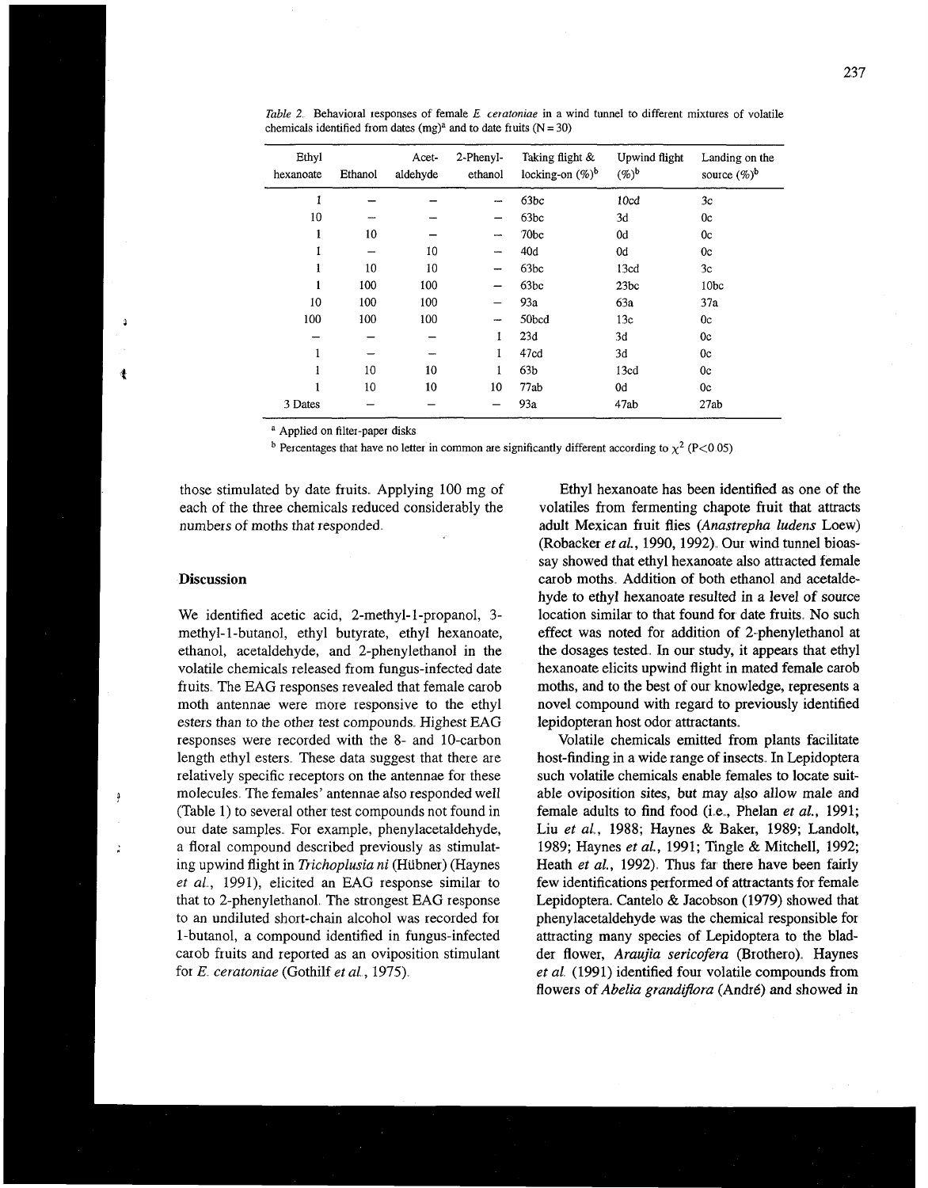*Table 2.* Behavioral responses of female *E. ceratoniae* in a wind tunnel to different mixtures of volatile chemicals identified from dates (mg)[a] and to date fruits (N = 30)

| Ethyl hexanoate | Ethanol | Acet-aldehyde | 2-Phenyl-ethanol | Taking flight & locking-on (%)[b] | Upwind flight (%)[b] | Landing on the source (%)[b] |
|---|---|---|---|---|---|---|
| 1 | – | – | – | 63bc | 10cd | 3c |
| 10 | – | – | – | 63bc | 3d | 0c |
| 1 | 10 | – | – | 70bc | 0d | 0c |
| 1 | – | 10 | – | 40d | 0d | 0c |
| 1 | 10 | 10 | – | 63bc | 13cd | 3c |
| 1 | 100 | 100 | – | 63bc | 23bc | 10bc |
| 10 | 100 | 100 | – | 93a | 63a | 37a |
| 100 | 100 | 100 | – | 50bcd | 13c | 0c |
| – | – | – | 1 | 23d | 3d | 0c |
| 1 | – | – | 1 | 47cd | 3d | 0c |
| 1 | 10 | 10 | 1 | 63b | 13cd | 0c |
| 1 | 10 | 10 | 10 | 77ab | 0d | 0c |
| 3 Dates | – | – | – | 93a | 47ab | 27ab |

[a] Applied on filter-paper disks

[b] Percentages that have no letter in common are significantly different according to $\chi^2$ ($P<0.05$)

those stimulated by date fruits. Applying 100 mg of each of the three chemicals reduced considerably the numbers of moths that responded.

## Discussion

We identified acetic acid, 2-methyl-1-propanol, 3-methyl-1-butanol, ethyl butyrate, ethyl hexanoate, ethanol, acetaldehyde, and 2-phenylethanol in the volatile chemicals released from fungus-infected date fruits. The EAG responses revealed that female carob moth antennae were more responsive to the ethyl esters than to the other test compounds. Highest EAG responses were recorded with the 8- and 10-carbon length ethyl esters. These data suggest that there are relatively specific receptors on the antennae for these molecules. The females' antennae also responded well (Table 1) to several other test compounds not found in our date samples. For example, phenylacetaldehyde, a floral compound described previously as stimulating upwind flight in *Trichoplusia ni* (Hübner) (Haynes *et al.*, 1991), elicited an EAG response similar to that to 2-phenylethanol. The strongest EAG response to an undiluted short-chain alcohol was recorded for 1-butanol, a compound identified in fungus-infected carob fruits and reported as an oviposition stimulant for *E. ceratoniae* (Gothilf *et al.*, 1975).

Ethyl hexanoate has been identified as one of the volatiles from fermenting chapote fruit that attracts adult Mexican fruit flies (*Anastrepha ludens* Loew) (Robacker *et al.*, 1990, 1992). Our wind tunnel bioassay showed that ethyl hexanoate also attracted female carob moths. Addition of both ethanol and acetaldehyde to ethyl hexanoate resulted in a level of source location similar to that found for date fruits. No such effect was noted for addition of 2-phenylethanol at the dosages tested. In our study, it appears that ethyl hexanoate elicits upwind flight in mated female carob moths, and to the best of our knowledge, represents a novel compound with regard to previously identified lepidopteran host odor attractants.

Volatile chemicals emitted from plants facilitate host-finding in a wide range of insects. In Lepidoptera such volatile chemicals enable females to locate suitable oviposition sites, but may also allow male and female adults to find food (i.e., Phelan *et al.*, 1991; Liu *et al.*, 1988; Haynes & Baker, 1989; Landolt, 1989; Haynes *et al.*, 1991; Tingle & Mitchell, 1992; Heath *et al.*, 1992). Thus far there have been fairly few identifications performed of attractants for female Lepidoptera. Cantelo & Jacobson (1979) showed that phenylacetaldehyde was the chemical responsible for attracting many species of Lepidoptera to the bladder flower, *Araujia sericofera* (Brothero). Haynes *et al.* (1991) identified four volatile compounds from flowers of *Abelia grandiflora* (André) and showed in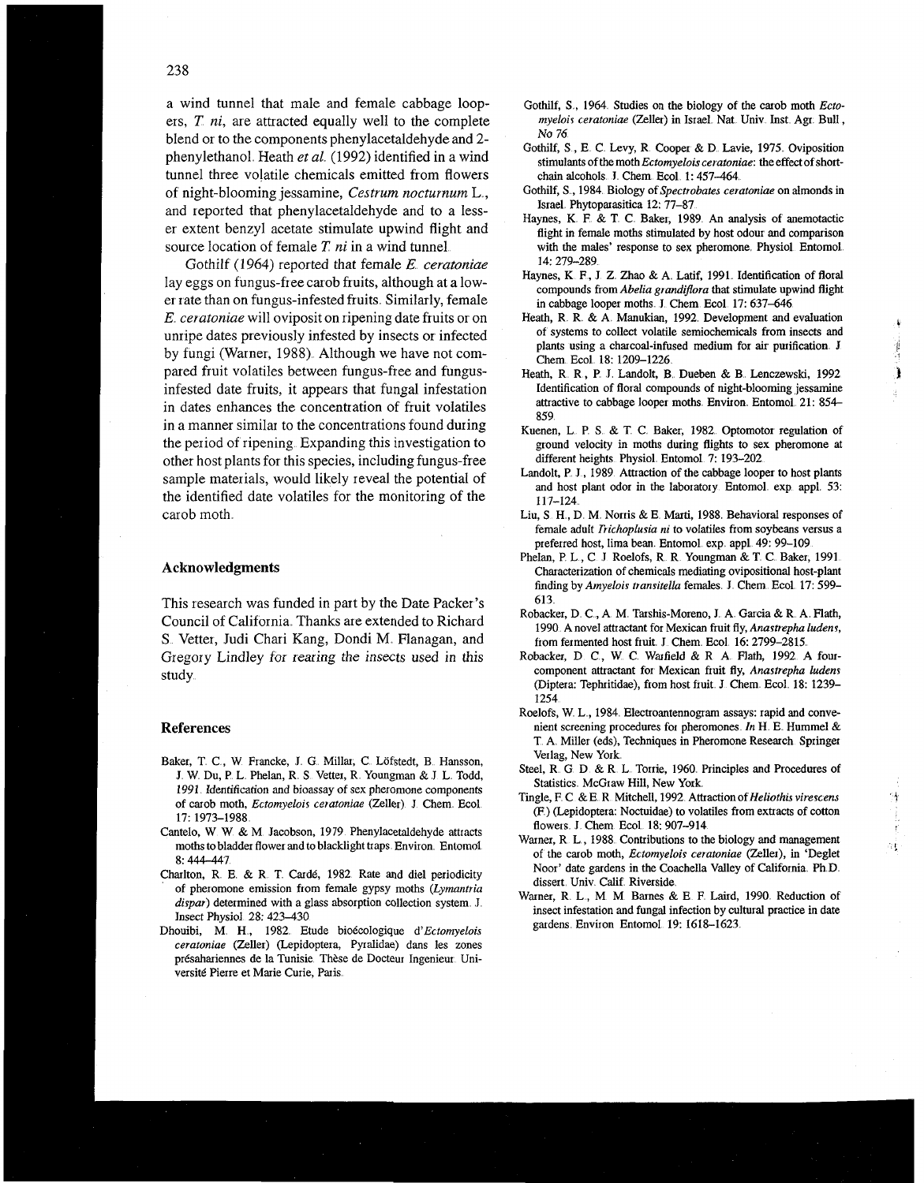a wind tunnel that male and female cabbage loopers, *T. ni*, are attracted equally well to the complete blend or to the components phenylacetaldehyde and 2-phenylethanol. Heath *et al.* (1992) identified in a wind tunnel three volatile chemicals emitted from flowers of night-blooming jessamine, *Cestrum nocturnum* L., and reported that phenylacetaldehyde and to a lesser extent benzyl acetate stimulate upwind flight and source location of female *T. ni* in a wind tunnel.

Gothilf (1964) reported that female *E. ceratoniae* lay eggs on fungus-free carob fruits, although at a lower rate than on fungus-infested fruits. Similarly, female *E. ceratoniae* will oviposit on ripening date fruits or on unripe dates previously infested by insects or infected by fungi (Warner, 1988). Although we have not compared fruit volatiles between fungus-free and fungus-infested date fruits, it appears that fungal infestation in dates enhances the concentration of fruit volatiles in a manner similar to the concentrations found during the period of ripening. Expanding this investigation to other host plants for this species, including fungus-free sample materials, would likely reveal the potential of the identified date volatiles for the monitoring of the carob moth.

## Acknowledgments

This research was funded in part by the Date Packer's Council of California. Thanks are extended to Richard S. Vetter, Judi Chari Kang, Dondi M. Flanagan, and Gregory Lindley for rearing the insects used in this study.

## References

Baker, T. C., W. Francke, J. G. Millar, C. Löfstedt, B. Hansson, J. W. Du, P. L. Phelan, R. S. Vetter, R. Youngman & J. L. Todd, 1991. Identification and bioassay of sex pheromone components of carob moth, *Ectomyelois ceratoniae* (Zeller). J. Chem. Ecol. 17: 1973–1988.

Cantelo, W. W. & M. Jacobson, 1979. Phenylacetaldehyde attracts moths to bladder flower and to blacklight traps. Environ. Entomol. 8: 444–447.

Charlton, R. E. & R. T. Cardé, 1982. Rate and diel periodicity of pheromone emission from female gypsy moths (*Lymantria dispar*) determined with a glass absorption collection system. J. Insect Physiol. 28: 423–430.

Dhouibi, M. H., 1982. Etude bioécologique d'*Ectomyelois ceratoniae* (Zeller) (Lepidoptera, Pyralidae) dans les zones présahariennes de la Tunisie. Thèse de Docteur Ingenieur. Université Pierre et Marie Curie, Paris.

Gothilf, S., 1964. Studies on the biology of the carob moth *Ectomyelois ceratoniae* (Zeller) in Israel. Nat. Univ. Inst. Agr. Bull., No 76.

Gothilf, S., E. C. Levy, R. Cooper & D. Lavie, 1975. Oviposition stimulants of the moth *Ectomyelois ceratoniae*: the effect of short-chain alcohols. J. Chem. Ecol. 1: 457–464.

Gothilf, S., 1984. Biology of *Spectrobates ceratoniae* on almonds in Israel. Phytoparasitica 12: 77–87.

Haynes, K. F. & T. C. Baker, 1989. An analysis of anemotactic flight in female moths stimulated by host odour and comparison with the males' response to sex pheromone. Physiol. Entomol. 14: 279–289.

Haynes, K. F., J. Z. Zhao & A. Latif, 1991. Identification of floral compounds from *Abelia grandiflora* that stimulate upwind flight in cabbage looper moths. J. Chem. Ecol. 17: 637–646.

Heath, R. R. & A. Manukian, 1992. Development and evaluation of systems to collect volatile semiochemicals from insects and plants using a charcoal-infused medium for air purification. J. Chem. Ecol. 18: 1209–1226.

Heath, R. R., P. J. Landolt, B. Dueben & B. Lenczewski, 1992. Identification of floral compounds of night-blooming jessamine attractive to cabbage looper moths. Environ. Entomol. 21: 854–859.

Kuenen, L. P. S. & T. C. Baker, 1982. Optomotor regulation of ground velocity in moths during flights to sex pheromone at different heights. Physiol. Entomol. 7: 193–202.

Landolt, P. J., 1989. Attraction of the cabbage looper to host plants and host plant odor in the laboratory. Entomol. exp. appl. 53: 117–124.

Liu, S. H., D. M. Norris & E. Marti, 1988. Behavioral responses of female adult *Trichoplusia ni* to volatiles from soybeans versus a preferred host, lima bean. Entomol. exp. appl. 49: 99–109.

Phelan, P. L., C. J. Roelofs, R. R. Youngman & T. C. Baker, 1991. Characterization of chemicals mediating ovipositional host-plant finding by *Amyelois transitella* females. J. Chem. Ecol. 17: 599–613.

Robacker, D. C., A. M. Tarshis-Moreno, J. A. Garcia & R. A. Flath, 1990. A novel attractant for Mexican fruit fly, *Anastrepha ludens*, from fermented host fruit. J. Chem. Ecol. 16: 2799–2815.

Robacker, D. C., W. C. Warfield & R. A. Flath, 1992. A four-component attractant for Mexican fruit fly, *Anastrepha ludens* (Diptera: Tephritidae), from host fruit. J. Chem. Ecol. 18: 1239–1254.

Roelofs, W. L., 1984. Electroantennogram assays: rapid and convenient screening procedures for pheromones. *In* H. E. Hummel & T. A. Miller (eds), Techniques in Pheromone Research. Springer Verlag, New York.

Steel, R. G. D. & R. L. Torrie, 1960. Principles and Procedures of Statistics. McGraw Hill, New York.

Tingle, F. C. & E. R. Mitchell, 1992. Attraction of *Heliothis virescens* (F.) (Lepidoptera: Noctuidae) to volatiles from extracts of cotton flowers. J. Chem. Ecol. 18: 907–914.

Warner, R. L., 1988. Contributions to the biology and management of the carob moth, *Ectomyelois ceratoniae* (Zeller), in 'Deglet Noor' date gardens in the Coachella Valley of California. Ph.D. dissert. Univ. Calif. Riverside.

Warner, R. L., M. M. Barnes & E. F. Laird, 1990. Reduction of insect infestation and fungal infection by cultural practice in date gardens. Environ. Entomol. 19: 1618–1623.